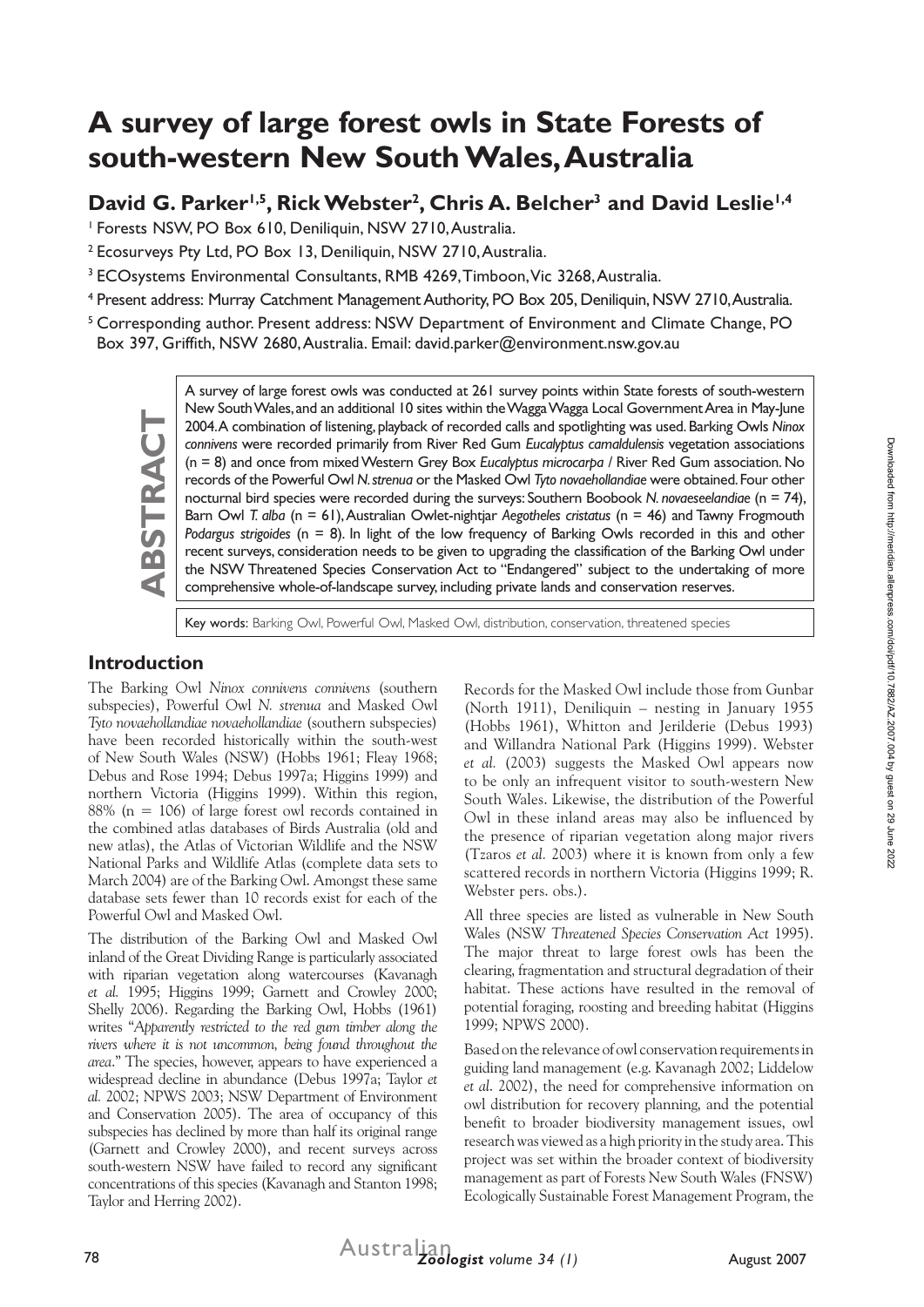# A survey of large forest owls in State Forests of south-western New South Wales, Australia

## David G. Parker[1,5], Rick Webster[2], Chris A. Belcher[3] and David Leslie[1,4]

[1] Forests NSW, PO Box 610, Deniliquin, NSW 2710, Australia.

[2] Ecosurveys Pty Ltd, PO Box 13, Deniliquin, NSW 2710, Australia.

[3] ECOsystems Environmental Consultants, RMB 4269, Timboon, Vic 3268, Australia.

[4] Present address: Murray Catchment Management Authority, PO Box 205, Deniliquin, NSW 2710, Australia.

[5] Corresponding author. Present address: NSW Department of Environment and Climate Change, PO Box 397, Griffith, NSW 2680, Australia. Email: david.parker@environment.nsw.gov.au

**ABSTRACT**

A survey of large forest owls was conducted at 261 survey points within State forests of south-western New South Wales, and an additional 10 sites within the Wagga Wagga Local Government Area in May-June 2004. A combination of listening, playback of recorded calls and spotlighting was used. Barking Owls *Ninox connivens* were recorded primarily from River Red Gum *Eucalyptus camaldulensis* vegetation associations (n = 8) and once from mixed Western Grey Box *Eucalyptus microcarpa* / River Red Gum association. No records of the Powerful Owl *N. strenua* or the Masked Owl *Tyto novaehollandiae* were obtained. Four other nocturnal bird species were recorded during the surveys: Southern Boobook *N. novaeseelandiae* (n = 74), Barn Owl *T. alba* (n = 61), Australian Owlet-nightjar *Aegotheles cristatus* (n = 46) and Tawny Frogmouth *Podargus strigoides* (n = 8). In light of the low frequency of Barking Owls recorded in this and other recent surveys, consideration needs to be given to upgrading the classification of the Barking Owl under the NSW Threatened Species Conservation Act to "Endangered" subject to the undertaking of more comprehensive whole-of-landscape survey, including private lands and conservation reserves.

Key words: Barking Owl, Powerful Owl, Masked Owl, distribution, conservation, threatened species

## Introduction

The Barking Owl *Ninox connivens connivens* (southern subspecies), Powerful Owl *N. strenua* and Masked Owl *Tyto novaehollandiae novaehollandiae* (southern subspecies) have been recorded historically within the south-west of New South Wales (NSW) (Hobbs 1961; Fleay 1968; Debus and Rose 1994; Debus 1997a; Higgins 1999) and northern Victoria (Higgins 1999). Within this region, 88% (n = 106) of large forest owl records contained in the combined atlas databases of Birds Australia (old and new atlas), the Atlas of Victorian Wildlife and the NSW National Parks and Wildlife Atlas (complete data sets to March 2004) are of the Barking Owl. Amongst these same database sets fewer than 10 records exist for each of the Powerful Owl and Masked Owl.

The distribution of the Barking Owl and Masked Owl inland of the Great Dividing Range is particularly associated with riparian vegetation along watercourses (Kavanagh *et al.* 1995; Higgins 1999; Garnett and Crowley 2000; Shelly 2006). Regarding the Barking Owl, Hobbs (1961) writes "*Apparently restricted to the red gum timber along the rivers where it is not uncommon, being found throughout the area*." The species, however, appears to have experienced a widespread decline in abundance (Debus 1997a; Taylor *et al.* 2002; NPWS 2003; NSW Department of Environment and Conservation 2005). The area of occupancy of this subspecies has declined by more than half its original range (Garnett and Crowley 2000), and recent surveys across south-western NSW have failed to record any significant concentrations of this species (Kavanagh and Stanton 1998; Taylor and Herring 2002).

Records for the Masked Owl include those from Gunbar (North 1911), Deniliquin – nesting in January 1955 (Hobbs 1961), Whitton and Jerilderie (Debus 1993) and Willandra National Park (Higgins 1999). Webster *et al.* (2003) suggests the Masked Owl appears now to be only an infrequent visitor to south-western New South Wales. Likewise, the distribution of the Powerful Owl in these inland areas may also be influenced by the presence of riparian vegetation along major rivers (Tzaros *et al.* 2003) where it is known from only a few scattered records in northern Victoria (Higgins 1999; R. Webster pers. obs.).

All three species are listed as vulnerable in New South Wales (NSW *Threatened Species Conservation Act* 1995). The major threat to large forest owls has been the clearing, fragmentation and structural degradation of their habitat. These actions have resulted in the removal of potential foraging, roosting and breeding habitat (Higgins 1999; NPWS 2000).

Based on the relevance of owl conservation requirements in guiding land management (e.g. Kavanagh 2002; Liddelow *et al.* 2002), the need for comprehensive information on owl distribution for recovery planning, and the potential benefit to broader biodiversity management issues, owl research was viewed as a high priority in the study area. This project was set within the broader context of biodiversity management as part of Forests New South Wales (FNSW) Ecologically Sustainable Forest Management Program, the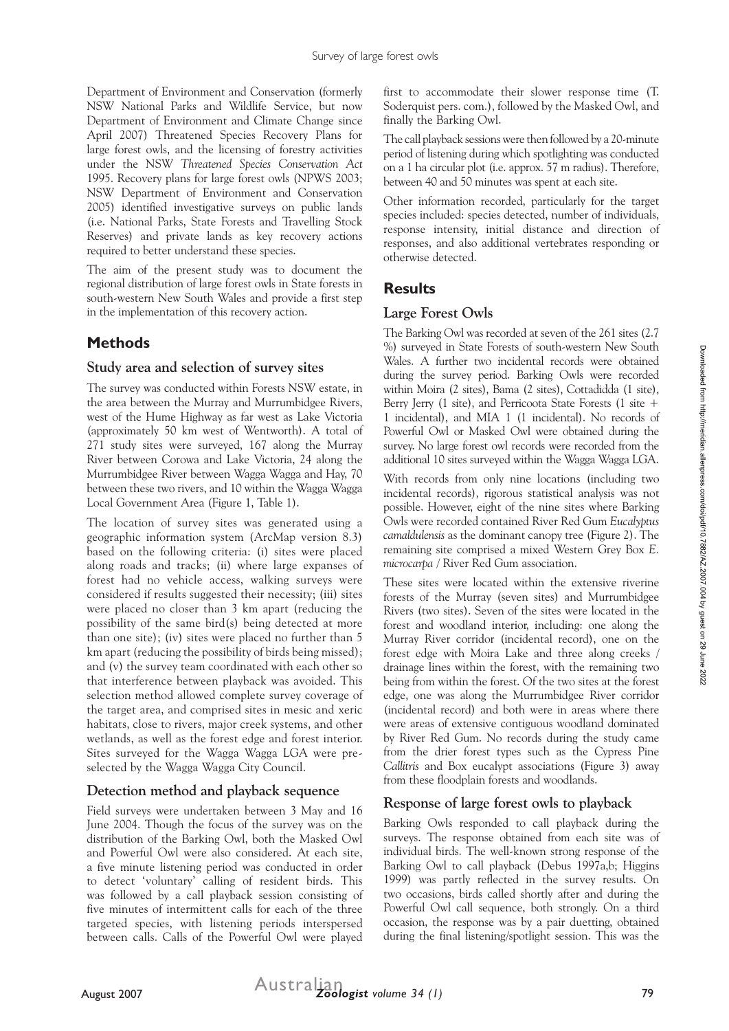Department of Environment and Conservation (formerly NSW National Parks and Wildlife Service, but now Department of Environment and Climate Change since April 2007) Threatened Species Recovery Plans for large forest owls, and the licensing of forestry activities under the NSW *Threatened Species Conservation Act* 1995. Recovery plans for large forest owls (NPWS 2003; NSW Department of Environment and Conservation 2005) identified investigative surveys on public lands (i.e. National Parks, State Forests and Travelling Stock Reserves) and private lands as key recovery actions required to better understand these species.

The aim of the present study was to document the regional distribution of large forest owls in State forests in south-western New South Wales and provide a first step in the implementation of this recovery action.

## Methods

### Study area and selection of survey sites

The survey was conducted within Forests NSW estate, in the area between the Murray and Murrumbidgee Rivers, west of the Hume Highway as far west as Lake Victoria (approximately 50 km west of Wentworth). A total of 271 study sites were surveyed, 167 along the Murray River between Corowa and Lake Victoria, 24 along the Murrumbidgee River between Wagga Wagga and Hay, 70 between these two rivers, and 10 within the Wagga Wagga Local Government Area (Figure 1, Table 1).

The location of survey sites was generated using a geographic information system (ArcMap version 8.3) based on the following criteria: (i) sites were placed along roads and tracks; (ii) where large expanses of forest had no vehicle access, walking surveys were considered if results suggested their necessity; (iii) sites were placed no closer than 3 km apart (reducing the possibility of the same bird(s) being detected at more than one site); (iv) sites were placed no further than 5 km apart (reducing the possibility of birds being missed); and (v) the survey team coordinated with each other so that interference between playback was avoided. This selection method allowed complete survey coverage of the target area, and comprised sites in mesic and xeric habitats, close to rivers, major creek systems, and other wetlands, as well as the forest edge and forest interior. Sites surveyed for the Wagga Wagga LGA were pre-selected by the Wagga Wagga City Council.

### Detection method and playback sequence

Field surveys were undertaken between 3 May and 16 June 2004. Though the focus of the survey was on the distribution of the Barking Owl, both the Masked Owl and Powerful Owl were also considered. At each site, a five minute listening period was conducted in order to detect 'voluntary' calling of resident birds. This was followed by a call playback session consisting of five minutes of intermittent calls for each of the three targeted species, with listening periods interspersed between calls. Calls of the Powerful Owl were played first to accommodate their slower response time (T. Soderquist pers. com.), followed by the Masked Owl, and finally the Barking Owl.

The call playback sessions were then followed by a 20-minute period of listening during which spotlighting was conducted on a 1 ha circular plot (i.e. approx. 57 m radius). Therefore, between 40 and 50 minutes was spent at each site.

Other information recorded, particularly for the target species included: species detected, number of individuals, response intensity, initial distance and direction of responses, and also additional vertebrates responding or otherwise detected.

## Results

### Large Forest Owls

The Barking Owl was recorded at seven of the 261 sites (2.7 %) surveyed in State Forests of south-western New South Wales. A further two incidental records were obtained during the survey period. Barking Owls were recorded within Moira (2 sites), Bama (2 sites), Cottadidda (1 site), Berry Jerry (1 site), and Perricoota State Forests (1 site + 1 incidental), and MIA 1 (1 incidental). No records of Powerful Owl or Masked Owl were obtained during the survey. No large forest owl records were recorded from the additional 10 sites surveyed within the Wagga Wagga LGA.

With records from only nine locations (including two incidental records), rigorous statistical analysis was not possible. However, eight of the nine sites where Barking Owls were recorded contained River Red Gum *Eucalyptus camaldulensis* as the dominant canopy tree (Figure 2). The remaining site comprised a mixed Western Grey Box *E. microcarpa* / River Red Gum association.

These sites were located within the extensive riverine forests of the Murray (seven sites) and Murrumbidgee Rivers (two sites). Seven of the sites were located in the forest and woodland interior, including: one along the Murray River corridor (incidental record), one on the forest edge with Moira Lake and three along creeks / drainage lines within the forest, with the remaining two being from within the forest. Of the two sites at the forest edge, one was along the Murrumbidgee River corridor (incidental record) and both were in areas where there were areas of extensive contiguous woodland dominated by River Red Gum. No records during the study came from the drier forest types such as the Cypress Pine *Callitris* and Box eucalypt associations (Figure 3) away from these floodplain forests and woodlands.

### Response of large forest owls to playback

Barking Owls responded to call playback during the surveys. The response obtained from each site was of individual birds. The well-known strong response of the Barking Owl to call playback (Debus 1997a,b; Higgins 1999) was partly reflected in the survey results. On two occasions, birds called shortly after and during the Powerful Owl call sequence, both strongly. On a third occasion, the response was by a pair duetting, obtained during the final listening/spotlight session. This was the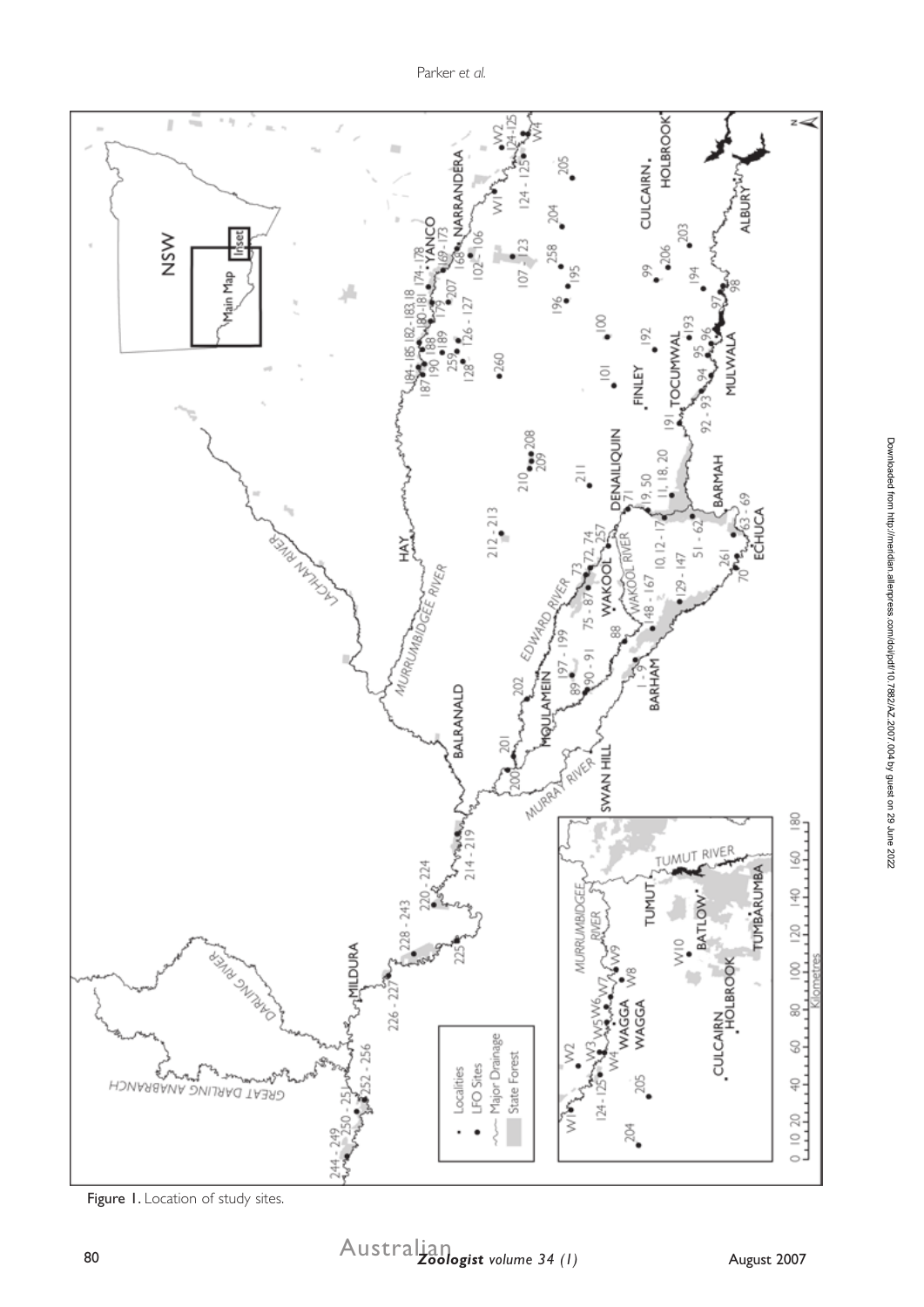Figure 1. Location of study sites.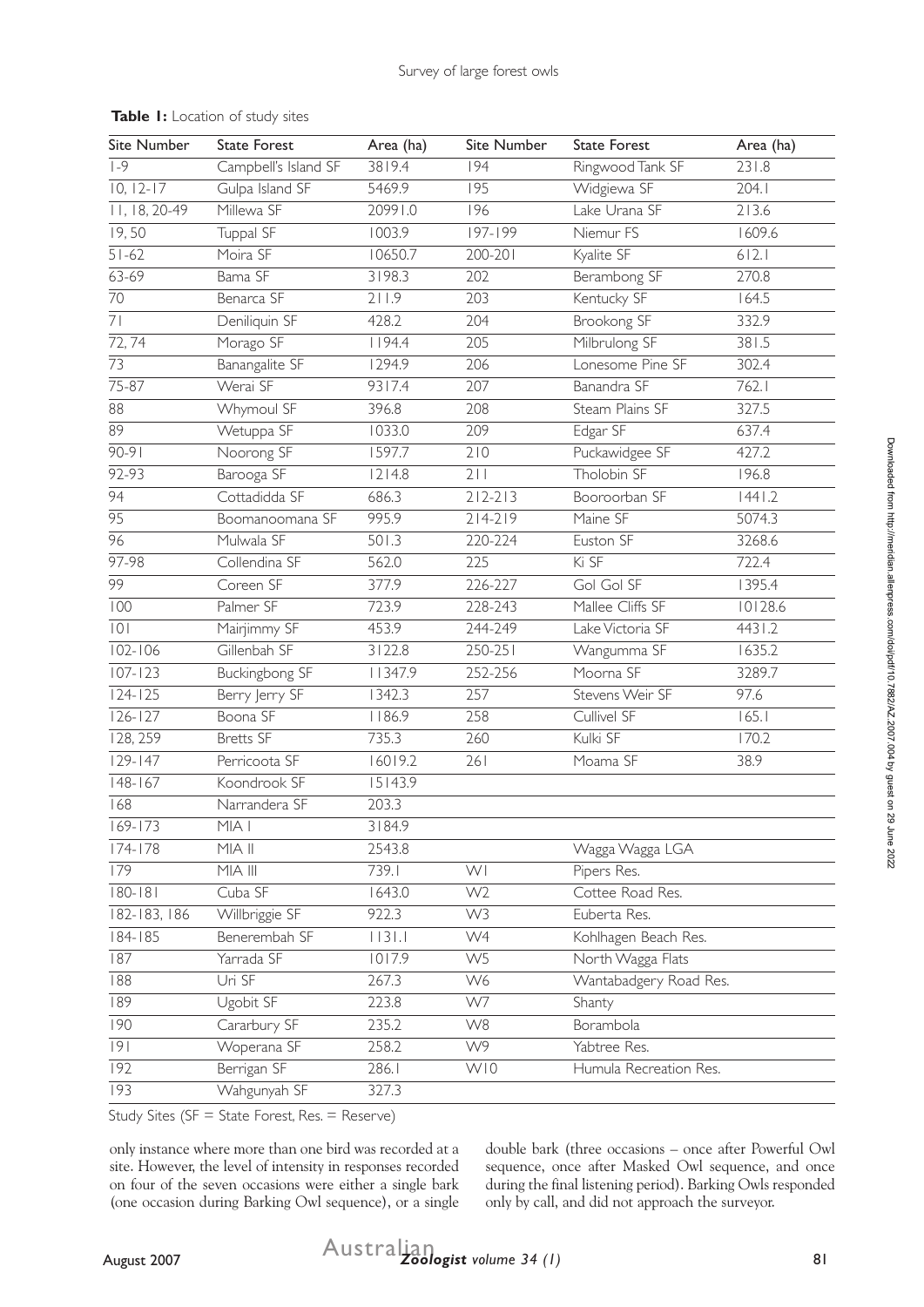**Table 1:** Location of study sites

| Site Number | State Forest | Area (ha) | Site Number | State Forest | Area (ha) |
|---|---|---|---|---|---|
| 1-9 | Campbell's Island SF | 3819.4 | 194 | Ringwood Tank SF | 231.8 |
| 10, 12-17 | Gulpa Island SF | 5469.9 | 195 | Widgiewa SF | 204.1 |
| 11, 18, 20-49 | Millewa SF | 20991.0 | 196 | Lake Urana SF | 213.6 |
| 19, 50 | Tuppal SF | 1003.9 | 197-199 | Niemur FS | 1609.6 |
| 51-62 | Moira SF | 10650.7 | 200-201 | Kyalite SF | 612.1 |
| 63-69 | Bama SF | 3198.3 | 202 | Berambong SF | 270.8 |
| 70 | Benarca SF | 211.9 | 203 | Kentucky SF | 164.5 |
| 71 | Deniliquin SF | 428.2 | 204 | Brookong SF | 332.9 |
| 72, 74 | Morago SF | 1194.4 | 205 | Milbrulong SF | 381.5 |
| 73 | Banangalite SF | 1294.9 | 206 | Lonesome Pine SF | 302.4 |
| 75-87 | Werai SF | 9317.4 | 207 | Banandra SF | 762.1 |
| 88 | Whymoul SF | 396.8 | 208 | Steam Plains SF | 327.5 |
| 89 | Wetuppa SF | 1033.0 | 209 | Edgar SF | 637.4 |
| 90-91 | Noorong SF | 1597.7 | 210 | Puckawidgee SF | 427.2 |
| 92-93 | Barooga SF | 1214.8 | 211 | Tholobin SF | 196.8 |
| 94 | Cottadidda SF | 686.3 | 212-213 | Booroorban SF | 1441.2 |
| 95 | Boomanoomana SF | 995.9 | 214-219 | Maine SF | 5074.3 |
| 96 | Mulwala SF | 501.3 | 220-224 | Euston SF | 3268.6 |
| 97-98 | Collendina SF | 562.0 | 225 | Ki SF | 722.4 |
| 99 | Coreen SF | 377.9 | 226-227 | Gol Gol SF | 1395.4 |
| 100 | Palmer SF | 723.9 | 228-243 | Mallee Cliffs SF | 10128.6 |
| 101 | Mairjimmy SF | 453.9 | 244-249 | Lake Victoria SF | 4431.2 |
| 102-106 | Gillenbah SF | 3122.8 | 250-251 | Wangumma SF | 1635.2 |
| 107-123 | Buckingbong SF | 11347.9 | 252-256 | Moorna SF | 3289.7 |
| 124-125 | Berry Jerry SF | 1342.3 | 257 | Stevens Weir SF | 97.6 |
| 126-127 | Boona SF | 1186.9 | 258 | Cullivel SF | 165.1 |
| 128, 259 | Bretts SF | 735.3 | 260 | Kulki SF | 170.2 |
| 129-147 | Perricoota SF | 16019.2 | 261 | Moama SF | 38.9 |
| 148-167 | Koondrook SF | 15143.9 | | | |
| 168 | Narrandera SF | 203.3 | | | |
| 169-173 | MIA I | 3184.9 | | | |
| 174-178 | MIA II | 2543.8 | | Wagga Wagga LGA | |
| 179 | MIA III | 739.1 | W1 | Pipers Res. | |
| 180-181 | Cuba SF | 1643.0 | W2 | Cottee Road Res. | |
| 182-183, 186 | Willbriggie SF | 922.3 | W3 | Euberta Res. | |
| 184-185 | Benerembah SF | 1131.1 | W4 | Kohlhagen Beach Res. | |
| 187 | Yarrada SF | 1017.9 | W5 | North Wagga Flats | |
| 188 | Uri SF | 267.3 | W6 | Wantabadgery Road Res. | |
| 189 | Ugobit SF | 223.8 | W7 | Shanty | |
| 190 | Cararbury SF | 235.2 | W8 | Borambola | |
| 191 | Woperana SF | 258.2 | W9 | Yabtree Res. | |
| 192 | Berrigan SF | 286.1 | W10 | Humula Recreation Res. | |
| 193 | Wahgunyah SF | 327.3 | | | |

Study Sites (SF = State Forest, Res. = Reserve)

only instance where more than one bird was recorded at a site. However, the level of intensity in responses recorded on four of the seven occasions were either a single bark (one occasion during Barking Owl sequence), or a single double bark (three occasions – once after Powerful Owl sequence, once after Masked Owl sequence, and once during the final listening period). Barking Owls responded only by call, and did not approach the surveyor.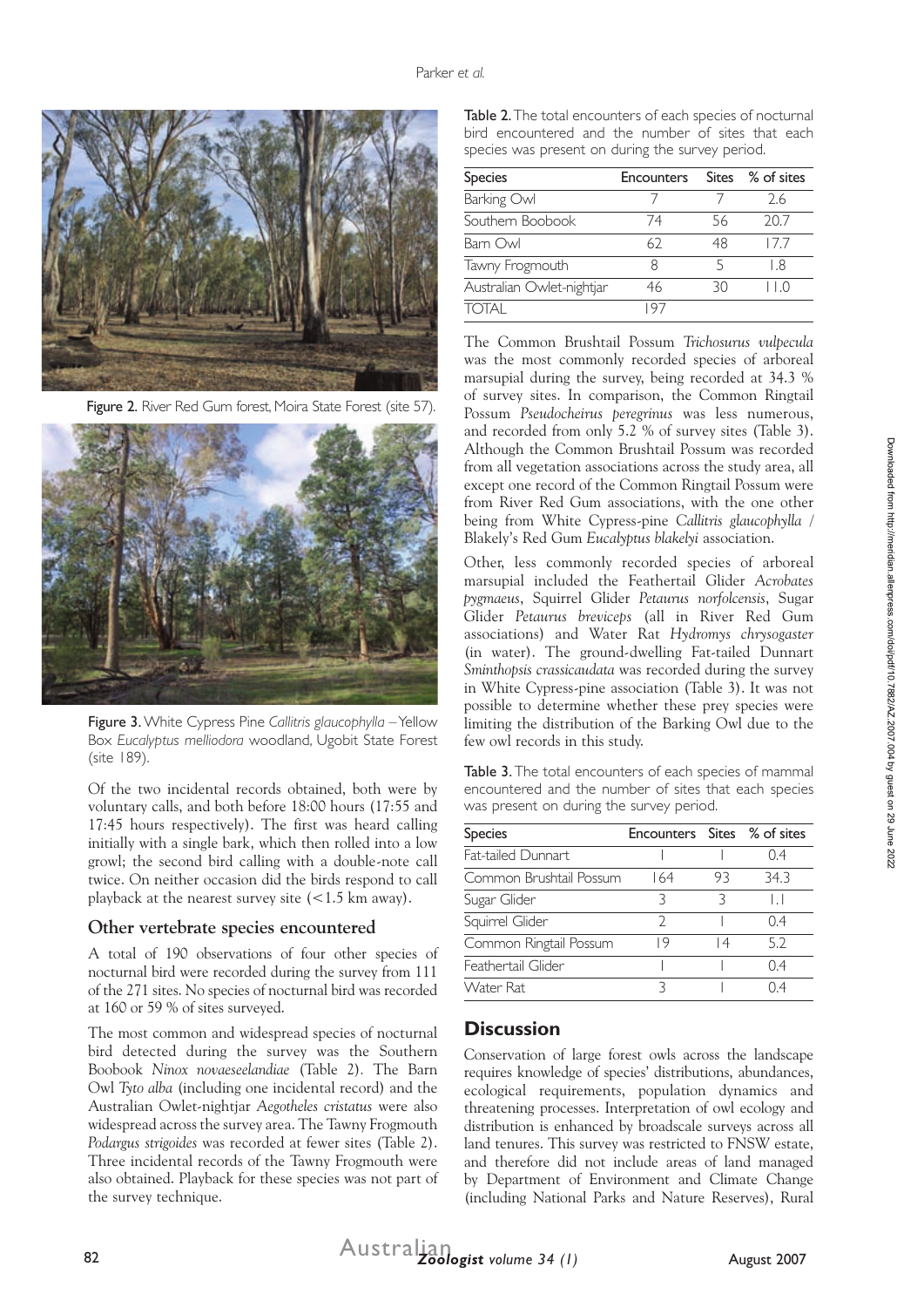Figure 2. River Red Gum forest, Moira State Forest (site 57).

Figure 3. White Cypress Pine *Callitris glaucophylla* – Yellow Box *Eucalyptus melliodora* woodland, Ugobit State Forest (site 189).

Of the two incidental records obtained, both were by voluntary calls, and both before 18:00 hours (17:55 and 17:45 hours respectively). The first was heard calling initially with a single bark, which then rolled into a low growl; the second bird calling with a double-note call twice. On neither occasion did the birds respond to call playback at the nearest survey site (<1.5 km away).

## Other vertebrate species encountered

A total of 190 observations of four other species of nocturnal bird were recorded during the survey from 111 of the 271 sites. No species of nocturnal bird was recorded at 160 or 59 % of sites surveyed.

The most common and widespread species of nocturnal bird detected during the survey was the Southern Boobook *Ninox novaeseelandiae* (Table 2). The Barn Owl *Tyto alba* (including one incidental record) and the Australian Owlet-nightjar *Aegotheles cristatus* were also widespread across the survey area. The Tawny Frogmouth *Podargus strigoides* was recorded at fewer sites (Table 2). Three incidental records of the Tawny Frogmouth were also obtained. Playback for these species was not part of the survey technique.

Table 2. The total encounters of each species of nocturnal bird encountered and the number of sites that each species was present on during the survey period.

| Species | Encounters | Sites | % of sites |
|---|---|---|---|
| Barking Owl | 7 | 7 | 2.6 |
| Southern Boobook | 74 | 56 | 20.7 |
| Barn Owl | 62 | 48 | 17.7 |
| Tawny Frogmouth | 8 | 5 | 1.8 |
| Australian Owlet-nightjar | 46 | 30 | 11.0 |
| TOTAL | 197 | | |

The Common Brushtail Possum *Trichosurus vulpecula* was the most commonly recorded species of arboreal marsupial during the survey, being recorded at 34.3 % of survey sites. In comparison, the Common Ringtail Possum *Pseudocheirus peregrinus* was less numerous, and recorded from only 5.2 % of survey sites (Table 3). Although the Common Brushtail Possum was recorded from all vegetation associations across the study area, all except one record of the Common Ringtail Possum were from River Red Gum associations, with the one other being from White Cypress-pine *Callitris glaucophylla* / Blakely's Red Gum *Eucalyptus blakelyi* association.

Other, less commonly recorded species of arboreal marsupial included the Feathertail Glider *Acrobates pygmaeus*, Squirrel Glider *Petaurus norfolcensis*, Sugar Glider *Petaurus breviceps* (all in River Red Gum associations) and Water Rat *Hydromys chrysogaster* (in water). The ground-dwelling Fat-tailed Dunnart *Sminthopsis crassicaudata* was recorded during the survey in White Cypress-pine association (Table 3). It was not possible to determine whether these prey species were limiting the distribution of the Barking Owl due to the few owl records in this study.

Table 3. The total encounters of each species of mammal encountered and the number of sites that each species was present on during the survey period.

| Species | Encounters | Sites | % of sites |
|---|---|---|---|
| Fat-tailed Dunnart | 1 | 1 | 0.4 |
| Common Brushtail Possum | 164 | 93 | 34.3 |
| Sugar Glider | 3 | 3 | 1.1 |
| Squirrel Glider | 2 | 1 | 0.4 |
| Common Ringtail Possum | 19 | 14 | 5.2 |
| Feathertail Glider | 1 | 1 | 0.4 |
| Water Rat | 3 | 1 | 0.4 |

## Discussion

Conservation of large forest owls across the landscape requires knowledge of species' distributions, abundances, ecological requirements, population dynamics and threatening processes. Interpretation of owl ecology and distribution is enhanced by broadscale surveys across all land tenures. This survey was restricted to FNSW estate, and therefore did not include areas of land managed by Department of Environment and Climate Change (including National Parks and Nature Reserves), Rural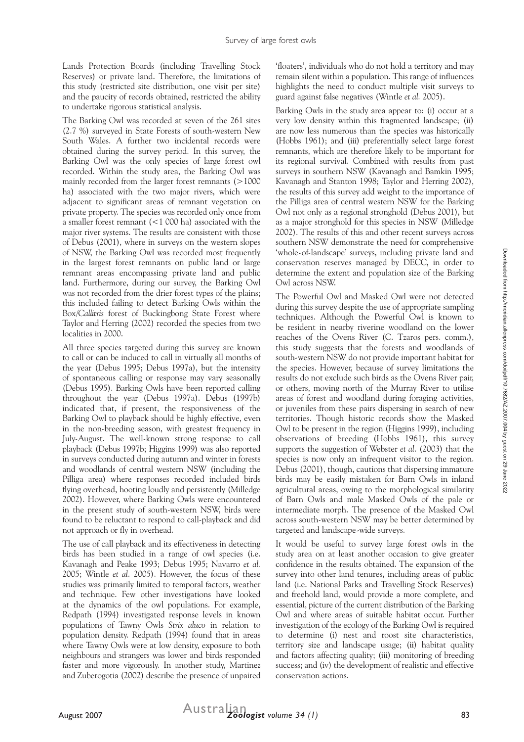Lands Protection Boards (including Travelling Stock Reserves) or private land. Therefore, the limitations of this study (restricted site distribution, one visit per site) and the paucity of records obtained, restricted the ability to undertake rigorous statistical analysis.

The Barking Owl was recorded at seven of the 261 sites (2.7 %) surveyed in State Forests of south-western New South Wales. A further two incidental records were obtained during the survey period. In this survey, the Barking Owl was the only species of large forest owl recorded. Within the study area, the Barking Owl was mainly recorded from the larger forest remnants (>1000 ha) associated with the two major rivers, which were adjacent to significant areas of remnant vegetation on private property. The species was recorded only once from a smaller forest remnant (<1 000 ha) associated with the major river systems. The results are consistent with those of Debus (2001), where in surveys on the western slopes of NSW, the Barking Owl was recorded most frequently in the largest forest remnants on public land or large remnant areas encompassing private land and public land. Furthermore, during our survey, the Barking Owl was not recorded from the drier forest types of the plains; this included failing to detect Barking Owls within the Box/*Callitris* forest of Buckingbong State Forest where Taylor and Herring (2002) recorded the species from two localities in 2000.

All three species targeted during this survey are known to call or can be induced to call in virtually all months of the year (Debus 1995; Debus 1997a), but the intensity of spontaneous calling or response may vary seasonally (Debus 1995). Barking Owls have been reported calling throughout the year (Debus 1997a). Debus (1997b) indicated that, if present, the responsiveness of the Barking Owl to playback should be highly effective, even in the non-breeding season, with greatest frequency in July-August. The well-known strong response to call playback (Debus 1997b; Higgins 1999) was also reported in surveys conducted during autumn and winter in forests and woodlands of central western NSW (including the Pilliga area) where responses recorded included birds flying overhead, hooting loudly and persistently (Milledge 2002). However, where Barking Owls were encountered in the present study of south-western NSW, birds were found to be reluctant to respond to call-playback and did not approach or fly in overhead.

The use of call playback and its effectiveness in detecting birds has been studied in a range of owl species (i.e. Kavanagh and Peake 1993; Debus 1995; Navarro *et al.* 2005; Wintle *et al.* 2005). However, the focus of these studies was primarily limited to temporal factors, weather and technique. Few other investigations have looked at the dynamics of the owl populations. For example, Redpath (1994) investigated response levels in known populations of Tawny Owls *Strix aluco* in relation to population density. Redpath (1994) found that in areas where Tawny Owls were at low density, exposure to both neighbours and strangers was lower and birds responded faster and more vigorously. In another study, Martinez and Zuberogotia (2002) describe the presence of unpaired 'floaters', individuals who do not hold a territory and may remain silent within a population. This range of influences highlights the need to conduct multiple visit surveys to guard against false negatives (Wintle *et al.* 2005).

Barking Owls in the study area appear to: (i) occur at a very low density within this fragmented landscape; (ii) are now less numerous than the species was historically (Hobbs 1961); and (iii) preferentially select large forest remnants, which are therefore likely to be important for its regional survival. Combined with results from past surveys in southern NSW (Kavanagh and Bamkin 1995; Kavanagh and Stanton 1998; Taylor and Herring 2002), the results of this survey add weight to the importance of the Pilliga area of central western NSW for the Barking Owl not only as a regional stronghold (Debus 2001), but as a major stronghold for this species in NSW (Milledge 2002). The results of this and other recent surveys across southern NSW demonstrate the need for comprehensive 'whole-of-landscape' surveys, including private land and conservation reserves managed by DECC, in order to determine the extent and population size of the Barking Owl across NSW.

The Powerful Owl and Masked Owl were not detected during this survey despite the use of appropriate sampling techniques. Although the Powerful Owl is known to be resident in nearby riverine woodland on the lower reaches of the Ovens River (C. Tzaros pers. comm.), this study suggests that the forests and woodlands of south-western NSW do not provide important habitat for the species. However, because of survey limitations the results do not exclude such birds as the Ovens River pair, or others, moving north of the Murray River to utilise areas of forest and woodland during foraging activities, or juveniles from these pairs dispersing in search of new territories. Though historic records show the Masked Owl to be present in the region (Higgins 1999), including observations of breeding (Hobbs 1961), this survey supports the suggestion of Webster *et al.* (2003) that the species is now only an infrequent visitor to the region. Debus (2001), though, cautions that dispersing immature birds may be easily mistaken for Barn Owls in inland agricultural areas, owing to the morphological similarity of Barn Owls and male Masked Owls of the pale or intermediate morph. The presence of the Masked Owl across south-western NSW may be better determined by targeted and landscape-wide surveys.

It would be useful to survey large forest owls in the study area on at least another occasion to give greater confidence in the results obtained. The expansion of the survey into other land tenures, including areas of public land (i.e. National Parks and Travelling Stock Reserves) and freehold land, would provide a more complete, and essential, picture of the current distribution of the Barking Owl and where areas of suitable habitat occur. Further investigation of the ecology of the Barking Owl is required to determine (i) nest and roost site characteristics, territory size and landscape usage; (ii) habitat quality and factors affecting quality; (iii) monitoring of breeding success; and (iv) the development of realistic and effective conservation actions.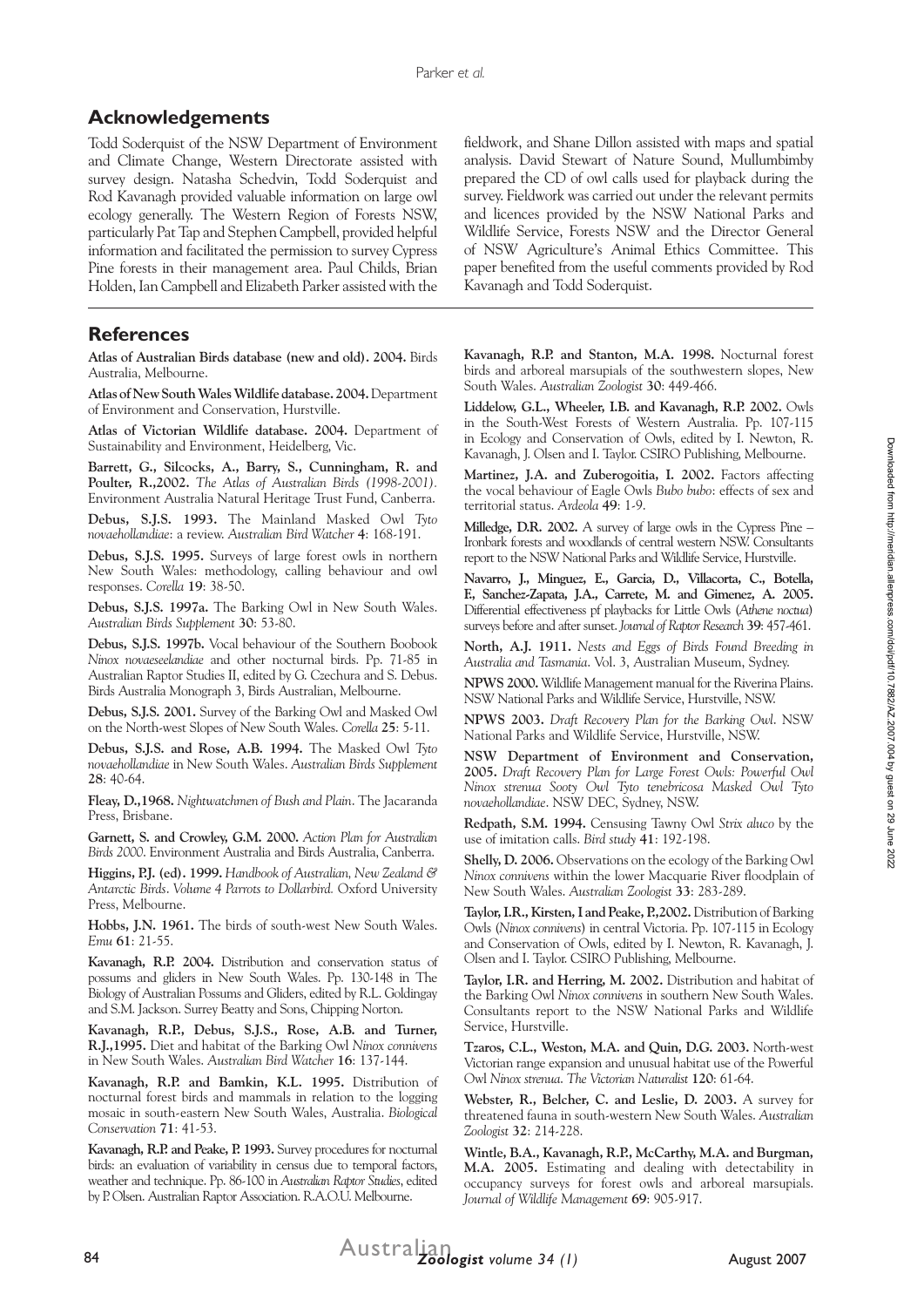## Acknowledgements

Todd Soderquist of the NSW Department of Environment and Climate Change, Western Directorate assisted with survey design. Natasha Schedvin, Todd Soderquist and Rod Kavanagh provided valuable information on large owl ecology generally. The Western Region of Forests NSW, particularly Pat Tap and Stephen Campbell, provided helpful information and facilitated the permission to survey Cypress Pine forests in their management area. Paul Childs, Brian Holden, Ian Campbell and Elizabeth Parker assisted with the fieldwork, and Shane Dillon assisted with maps and spatial analysis. David Stewart of Nature Sound, Mullumbimby prepared the CD of owl calls used for playback during the survey. Fieldwork was carried out under the relevant permits and licences provided by the NSW National Parks and Wildlife Service, Forests NSW and the Director General of NSW Agriculture's Animal Ethics Committee. This paper benefited from the useful comments provided by Rod Kavanagh and Todd Soderquist.

## References

**Atlas of Australian Birds database (new and old). 2004.** Birds Australia, Melbourne.

**Atlas of New South Wales Wildlife database. 2004.** Department of Environment and Conservation, Hurstville.

**Atlas of Victorian Wildlife database. 2004.** Department of Sustainability and Environment, Heidelberg, Vic.

**Barrett, G., Silcocks, A., Barry, S., Cunningham, R. and Poulter, R.,2002.** *The Atlas of Australian Birds (1998-2001).* Environment Australia Natural Heritage Trust Fund, Canberra.

**Debus, S.J.S. 1993.** The Mainland Masked Owl *Tyto novaehollandiae*: a review. *Australian Bird Watcher* **4**: 168-191.

**Debus, S.J.S. 1995.** Surveys of large forest owls in northern New South Wales: methodology, calling behaviour and owl responses. *Corella* **19**: 38-50.

**Debus, S.J.S. 1997a.** The Barking Owl in New South Wales. *Australian Birds Supplement* **30**: 53-80.

**Debus, S.J.S. 1997b.** Vocal behaviour of the Southern Boobook *Ninox novaeseelandiae* and other nocturnal birds. Pp. 71-85 in Australian Raptor Studies II, edited by G. Czechura and S. Debus. Birds Australia Monograph 3, Birds Australia, Melbourne.

**Debus, S.J.S. 2001.** Survey of the Barking Owl and Masked Owl on the North-west Slopes of New South Wales. *Corella* **25**: 5-11.

**Debus, S.J.S. and Rose, A.B. 1994.** The Masked Owl *Tyto novaehollandiae* in New South Wales. *Australian Birds Supplement* **28**: 40-64.

**Fleay, D.,1968.** *Nightwatchmen of Bush and Plain*. The Jacaranda Press, Brisbane.

**Garnett, S. and Crowley, G.M. 2000.** *Action Plan for Australian Birds 2000*. Environment Australia and Birds Australia, Canberra.

**Higgins, P.J. (ed). 1999.** *Handbook of Australian, New Zealand & Antarctic Birds. Volume 4 Parrots to Dollarbird.* Oxford University Press, Melbourne.

**Hobbs, J.N. 1961.** The birds of south-west New South Wales. *Emu* **61**: 21-55.

**Kavanagh, R.P. 2004.** Distribution and conservation status of possums and gliders in New South Wales. Pp. 130-148 in The Biology of Australian Possums and Gliders, edited by R.L. Goldingay and S.M. Jackson. Surrey Beatty and Sons, Chipping Norton.

**Kavanagh, R.P., Debus, S.J.S., Rose, A.B. and Turner, R.J.,1995.** Diet and habitat of the Barking Owl *Ninox connivens* in New South Wales. *Australian Bird Watcher* **16**: 137-144.

**Kavanagh, R.P. and Bamkin, K.L. 1995.** Distribution of nocturnal forest birds and mammals in relation to the logging mosaic in south-eastern New South Wales, Australia. *Biological Conservation* **71**: 41-53.

**Kavanagh, R.P. and Peake, P. 1993.** Survey procedures for nocturnal birds: an evaluation of variability in census due to temporal factors, weather and technique. Pp. 86-100 in *Australian Raptor Studies*, edited by P. Olsen. Australian Raptor Association. R.A.O.U. Melbourne.

**Kavanagh, R.P. and Stanton, M.A. 1998.** Nocturnal forest birds and arboreal marsupials of the southwestern slopes, New South Wales. *Australian Zoologist* **30**: 449-466.

**Liddelow, G.L., Wheeler, I.B. and Kavanagh, R.P. 2002.** Owls in the South-West Forests of Western Australia. Pp. 107-115 in Ecology and Conservation of Owls, edited by I. Newton, R. Kavanagh, J. Olsen and I. Taylor. CSIRO Publishing, Melbourne.

**Martinez, J.A. and Zuberogoitia, I. 2002.** Factors affecting the vocal behaviour of Eagle Owls *Bubo bubo*: effects of sex and territorial status. *Ardeola* **49**: 1-9.

**Milledge, D.R. 2002.** A survey of large owls in the Cypress Pine – Ironbark forests and woodlands of central western NSW. Consultants report to the NSW National Parks and Wildlife Service, Hurstville.

**Navarro, J., Minguez, E., Garcia, D., Villacorta, C., Botella, F., Sanchez-Zapata, J.A., Carrete, M. and Gimenez, A. 2005.** Differential effectiveness pf playbacks for Little Owls (*Athene noctua*) surveys before and after sunset. *Journal of Raptor Research* **39**: 457-461.

**North, A.J. 1911.** *Nests and Eggs of Birds Found Breeding in Australia and Tasmania*. Vol. 3, Australian Museum, Sydney.

**NPWS 2000.** Wildlife Management manual for the Riverina Plains. NSW National Parks and Wildlife Service, Hurstville, NSW.

**NPWS 2003.** *Draft Recovery Plan for the Barking Owl*. NSW National Parks and Wildlife Service, Hurstville, NSW.

**NSW Department of Environment and Conservation, 2005.** *Draft Recovery Plan for Large Forest Owls: Powerful Owl Ninox strenua Sooty Owl Tyto tenebricosa Masked Owl Tyto novaehollandiae*. NSW DEC, Sydney, NSW.

**Redpath, S.M. 1994.** Censusing Tawny Owl *Strix aluco* by the use of imitation calls. *Bird study* **41**: 192-198.

**Shelly, D. 2006.** Observations on the ecology of the Barking Owl *Ninox connivens* within the lower Macquarie River floodplain of New South Wales. *Australian Zoologist* **33**: 283-289.

**Taylor, I.R., Kirsten, I and Peake, P.,2002.** Distribution of Barking Owls (*Ninox connivens*) in central Victoria. Pp. 107-115 in Ecology and Conservation of Owls, edited by I. Newton, R. Kavanagh, J. Olsen and I. Taylor. CSIRO Publishing, Melbourne.

**Taylor, I.R. and Herring, M. 2002.** Distribution and habitat of the Barking Owl *Ninox connivens* in southern New South Wales. Consultants report to the NSW National Parks and Wildlife Service, Hurstville.

**Tzaros, C.L., Weston, M.A. and Quin, D.G. 2003.** North-west Victorian range expansion and unusual habitat use of the Powerful Owl *Ninox strenua*. *The Victorian Naturalist* **120**: 61-64.

**Webster, R., Belcher, C. and Leslie, D. 2003.** A survey for threatened fauna in south-western New South Wales. *Australian Zoologist* **32**: 214-228.

**Wintle, B.A., Kavanagh, R.P., McCarthy, M.A. and Burgman, M.A. 2005.** Estimating and dealing with detectability in occupancy surveys for forest owls and arboreal marsupials. *Journal of Wildlife Management* **69**: 905-917.